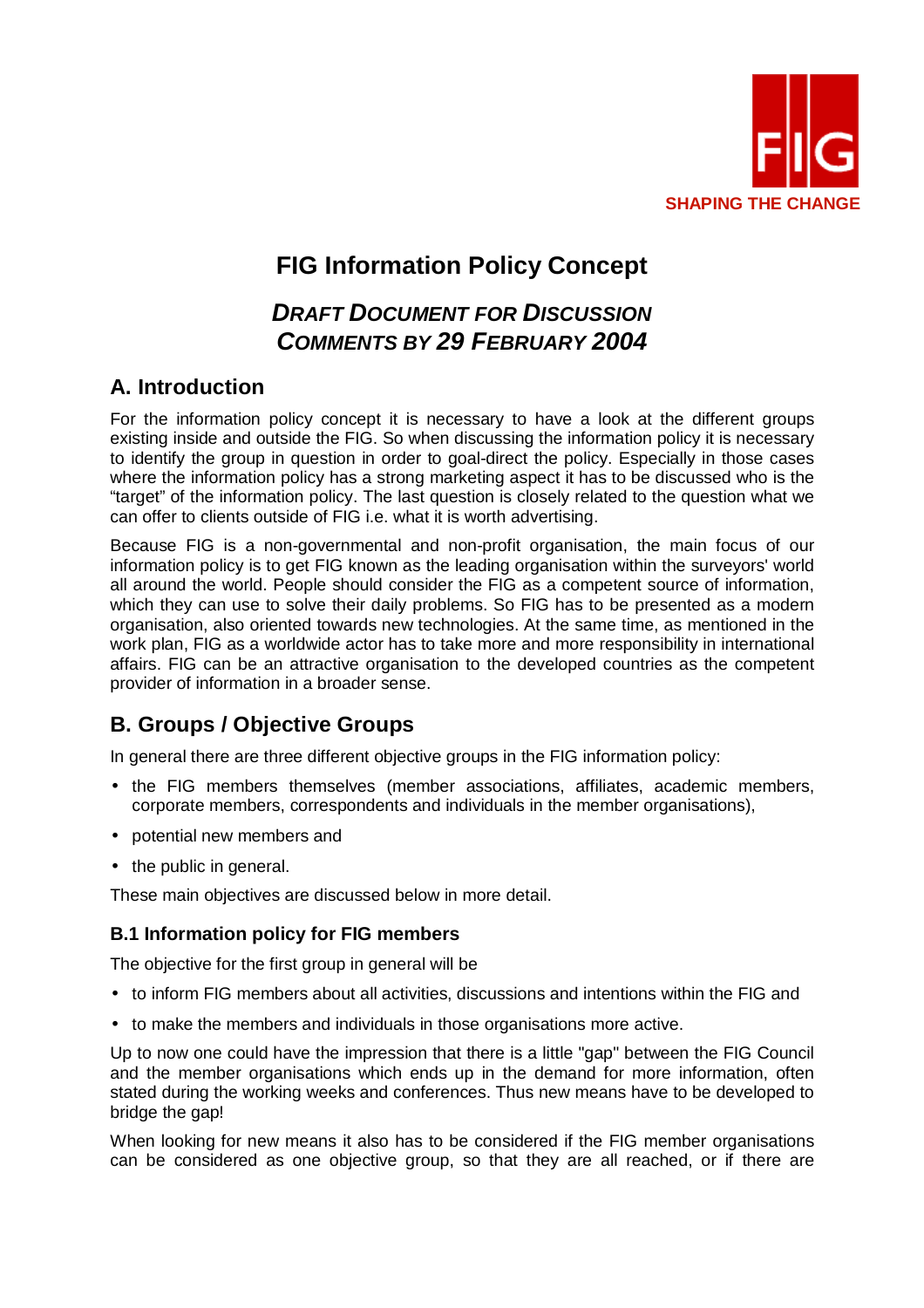FIG

SHAPING THE CHANGE

# FIG Information Policy Concept

## *DRAFT DOCUMENT FOR DISCUSSION COMMENTS BY 29 FEBRUARY 2004*

## A. Introduction

For the information policy concept it is necessary to have a look at the different groups existing inside and outside the FIG. So when discussing the information policy it is necessary to identify the group in question in order to goal-direct the policy. Especially in those cases where the information policy has a strong marketing aspect it has to be discussed who is the "target" of the information policy. The last question is closely related to the question what we can offer to clients outside of FIG i.e. what it is worth advertising.

Because FIG is a non-governmental and non-profit organisation, the main focus of our information policy is to get FIG known as the leading organisation within the surveyors' world all around the world. People should consider the FIG as a competent source of information, which they can use to solve their daily problems. So FIG has to be presented as a modern organisation, also oriented towards new technologies. At the same time, as mentioned in the work plan, FIG as a worldwide actor has to take more and more responsibility in international affairs. FIG can be an attractive organisation to the developed countries as the competent provider of information in a broader sense.

## B. Groups / Objective Groups

In general there are three different objective groups in the FIG information policy:

- the FIG members themselves (member associations, affiliates, academic members, corporate members, correspondents and individuals in the member organisations),
- potential new members and
- the public in general.

These main objectives are discussed below in more detail.

### B.1 Information policy for FIG members

The objective for the first group in general will be

- to inform FIG members about all activities, discussions and intentions within the FIG and
- to make the members and individuals in those organisations more active.

Up to now one could have the impression that there is a little "gap" between the FIG Council and the member organisations which ends up in the demand for more information, often stated during the working weeks and conferences. Thus new means have to be developed to bridge the gap!

When looking for new means it also has to be considered if the FIG member organisations can be considered as one objective group, so that they are all reached, or if there are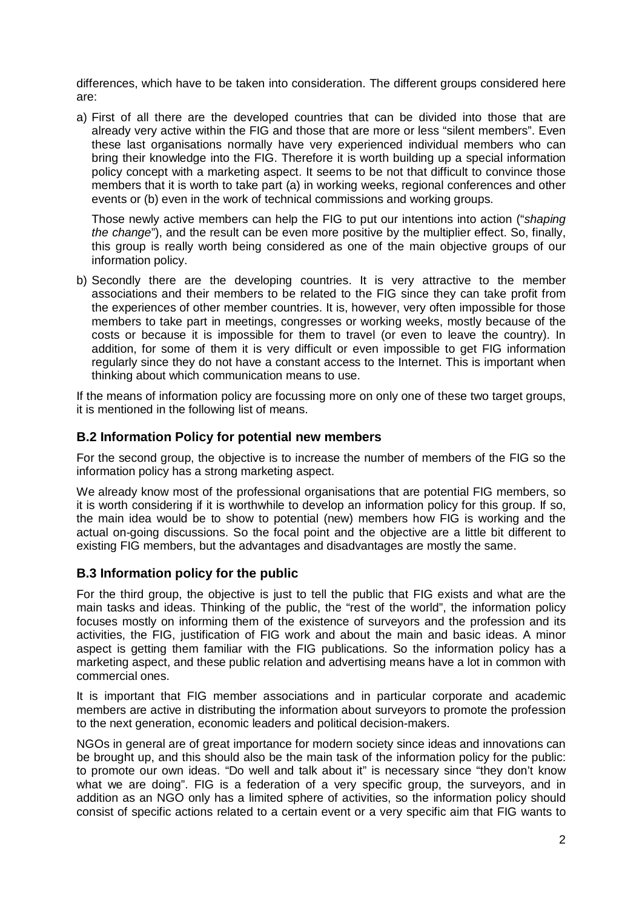differences, which have to be taken into consideration. The different groups considered here are:

a) First of all there are the developed countries that can be divided into those that are already very active within the FIG and those that are more or less "silent members". Even these last organisations normally have very experienced individual members who can bring their knowledge into the FIG. Therefore it is worth building up a special information policy concept with a marketing aspect. It seems to be not that difficult to convince those members that it is worth to take part (a) in working weeks, regional conferences and other events or (b) even in the work of technical commissions and working groups.

   Those newly active members can help the FIG to put our intentions into action ("*shaping the change*"), and the result can be even more positive by the multiplier effect. So, finally, this group is really worth being considered as one of the main objective groups of our information policy.

b) Secondly there are the developing countries. It is very attractive to the member associations and their members to be related to the FIG since they can take profit from the experiences of other member countries. It is, however, very often impossible for those members to take part in meetings, congresses or working weeks, mostly because of the costs or because it is impossible for them to travel (or even to leave the country). In addition, for some of them it is very difficult or even impossible to get FIG information regularly since they do not have a constant access to the Internet. This is important when thinking about which communication means to use.

If the means of information policy are focussing more on only one of these two target groups, it is mentioned in the following list of means.

### B.2 Information Policy for potential new members

For the second group, the objective is to increase the number of members of the FIG so the information policy has a strong marketing aspect.

We already know most of the professional organisations that are potential FIG members, so it is worth considering if it is worthwhile to develop an information policy for this group. If so, the main idea would be to show to potential (new) members how FIG is working and the actual on-going discussions. So the focal point and the objective are a little bit different to existing FIG members, but the advantages and disadvantages are mostly the same.

### B.3 Information policy for the public

For the third group, the objective is just to tell the public that FIG exists and what are the main tasks and ideas. Thinking of the public, the "rest of the world", the information policy focuses mostly on informing them of the existence of surveyors and the profession and its activities, the FIG, justification of FIG work and about the main and basic ideas. A minor aspect is getting them familiar with the FIG publications. So the information policy has a marketing aspect, and these public relation and advertising means have a lot in common with commercial ones.

It is important that FIG member associations and in particular corporate and academic members are active in distributing the information about surveyors to promote the profession to the next generation, economic leaders and political decision-makers.

NGOs in general are of great importance for modern society since ideas and innovations can be brought up, and this should also be the main task of the information policy for the public: to promote our own ideas. "Do well and talk about it" is necessary since "they don't know what we are doing". FIG is a federation of a very specific group, the surveyors, and in addition as an NGO only has a limited sphere of activities, so the information policy should consist of specific actions related to a certain event or a very specific aim that FIG wants to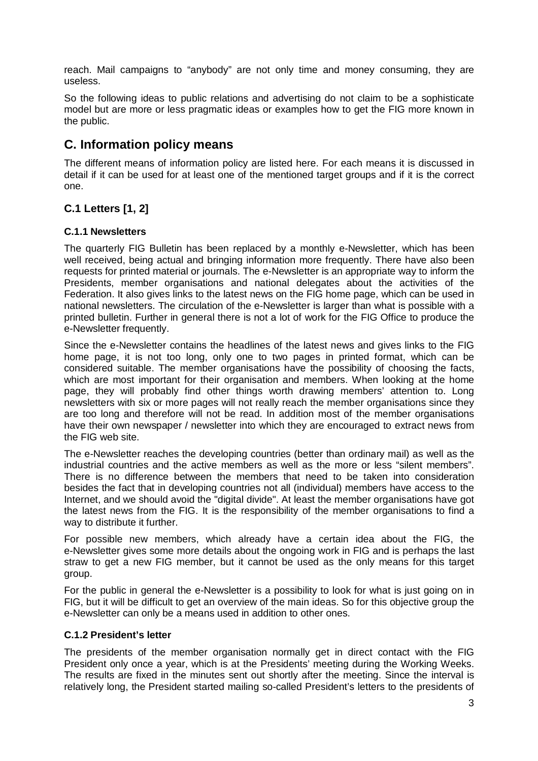reach. Mail campaigns to "anybody" are not only time and money consuming, they are useless.

So the following ideas to public relations and advertising do not claim to be a sophisticate model but are more or less pragmatic ideas or examples how to get the FIG more known in the public.

## C. Information policy means

The different means of information policy are listed here. For each means it is discussed in detail if it can be used for at least one of the mentioned target groups and if it is the correct one.

### C.1 Letters [1, 2]

#### C.1.1 Newsletters

The quarterly FIG Bulletin has been replaced by a monthly e-Newsletter, which has been well received, being actual and bringing information more frequently. There have also been requests for printed material or journals. The e-Newsletter is an appropriate way to inform the Presidents, member organisations and national delegates about the activities of the Federation. It also gives links to the latest news on the FIG home page, which can be used in national newsletters. The circulation of the e-Newsletter is larger than what is possible with a printed bulletin. Further in general there is not a lot of work for the FIG Office to produce the e-Newsletter frequently.

Since the e-Newsletter contains the headlines of the latest news and gives links to the FIG home page, it is not too long, only one to two pages in printed format, which can be considered suitable. The member organisations have the possibility of choosing the facts, which are most important for their organisation and members. When looking at the home page, they will probably find other things worth drawing members' attention to. Long newsletters with six or more pages will not really reach the member organisations since they are too long and therefore will not be read. In addition most of the member organisations have their own newspaper / newsletter into which they are encouraged to extract news from the FIG web site.

The e-Newsletter reaches the developing countries (better than ordinary mail) as well as the industrial countries and the active members as well as the more or less "silent members". There is no difference between the members that need to be taken into consideration besides the fact that in developing countries not all (individual) members have access to the Internet, and we should avoid the "digital divide". At least the member organisations have got the latest news from the FIG. It is the responsibility of the member organisations to find a way to distribute it further.

For possible new members, which already have a certain idea about the FIG, the e-Newsletter gives some more details about the ongoing work in FIG and is perhaps the last straw to get a new FIG member, but it cannot be used as the only means for this target group.

For the public in general the e-Newsletter is a possibility to look for what is just going on in FIG, but it will be difficult to get an overview of the main ideas. So for this objective group the e-Newsletter can only be a means used in addition to other ones.

#### C.1.2 President's letter

The presidents of the member organisation normally get in direct contact with the FIG President only once a year, which is at the Presidents' meeting during the Working Weeks. The results are fixed in the minutes sent out shortly after the meeting. Since the interval is relatively long, the President started mailing so-called President's letters to the presidents of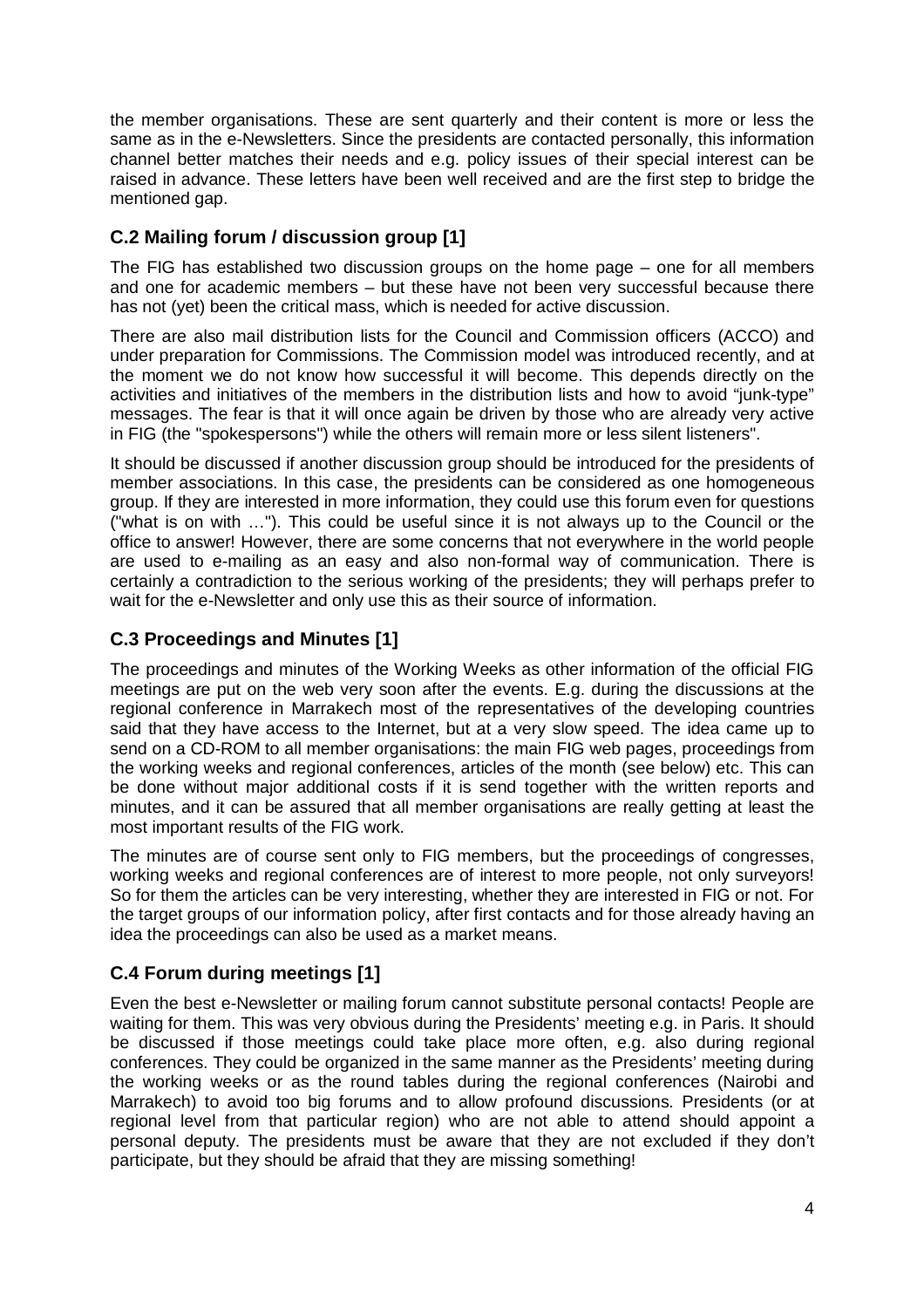the member organisations. These are sent quarterly and their content is more or less the same as in the e-Newsletters. Since the presidents are contacted personally, this information channel better matches their needs and e.g. policy issues of their special interest can be raised in advance. These letters have been well received and are the first step to bridge the mentioned gap.

### C.2 Mailing forum / discussion group [1]

The FIG has established two discussion groups on the home page – one for all members and one for academic members – but these have not been very successful because there has not (yet) been the critical mass, which is needed for active discussion.

There are also mail distribution lists for the Council and Commission officers (ACCO) and under preparation for Commissions. The Commission model was introduced recently, and at the moment we do not know how successful it will become. This depends directly on the activities and initiatives of the members in the distribution lists and how to avoid "junk-type" messages. The fear is that it will once again be driven by those who are already very active in FIG (the "spokespersons") while the others will remain more or less silent listeners".

It should be discussed if another discussion group should be introduced for the presidents of member associations. In this case, the presidents can be considered as one homogeneous group. If they are interested in more information, they could use this forum even for questions ("what is on with …"). This could be useful since it is not always up to the Council or the office to answer! However, there are some concerns that not everywhere in the world people are used to e-mailing as an easy and also non-formal way of communication. There is certainly a contradiction to the serious working of the presidents; they will perhaps prefer to wait for the e-Newsletter and only use this as their source of information.

### C.3 Proceedings and Minutes [1]

The proceedings and minutes of the Working Weeks as other information of the official FIG meetings are put on the web very soon after the events. E.g. during the discussions at the regional conference in Marrakech most of the representatives of the developing countries said that they have access to the Internet, but at a very slow speed. The idea came up to send on a CD-ROM to all member organisations: the main FIG web pages, proceedings from the working weeks and regional conferences, articles of the month (see below) etc. This can be done without major additional costs if it is send together with the written reports and minutes, and it can be assured that all member organisations are really getting at least the most important results of the FIG work.

The minutes are of course sent only to FIG members, but the proceedings of congresses, working weeks and regional conferences are of interest to more people, not only surveyors! So for them the articles can be very interesting, whether they are interested in FIG or not. For the target groups of our information policy, after first contacts and for those already having an idea the proceedings can also be used as a market means.

### C.4 Forum during meetings [1]

Even the best e-Newsletter or mailing forum cannot substitute personal contacts! People are waiting for them. This was very obvious during the Presidents' meeting e.g. in Paris. It should be discussed if those meetings could take place more often, e.g. also during regional conferences. They could be organized in the same manner as the Presidents' meeting during the working weeks or as the round tables during the regional conferences (Nairobi and Marrakech) to avoid too big forums and to allow profound discussions. Presidents (or at regional level from that particular region) who are not able to attend should appoint a personal deputy. The presidents must be aware that they are not excluded if they don't participate, but they should be afraid that they are missing something!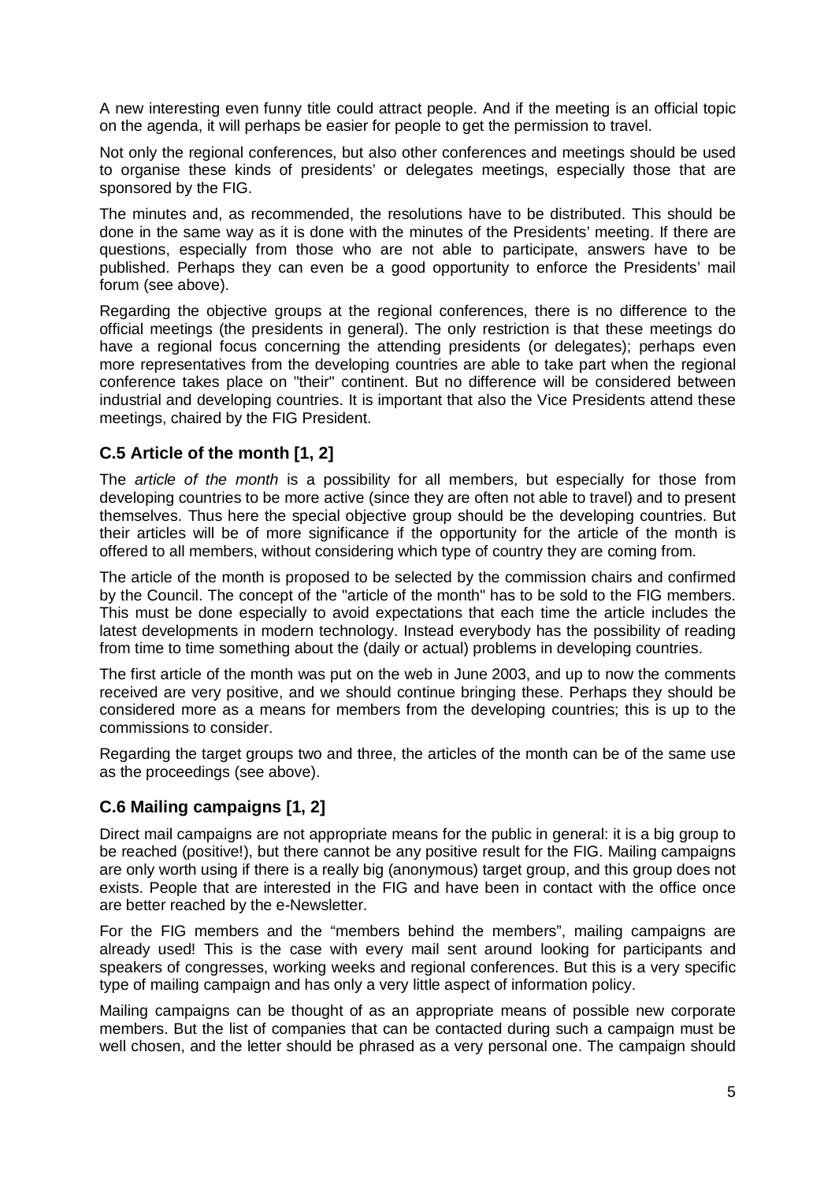A new interesting even funny title could attract people. And if the meeting is an official topic on the agenda, it will perhaps be easier for people to get the permission to travel.

Not only the regional conferences, but also other conferences and meetings should be used to organise these kinds of presidents' or delegates meetings, especially those that are sponsored by the FIG.

The minutes and, as recommended, the resolutions have to be distributed. This should be done in the same way as it is done with the minutes of the Presidents' meeting. If there are questions, especially from those who are not able to participate, answers have to be published. Perhaps they can even be a good opportunity to enforce the Presidents' mail forum (see above).

Regarding the objective groups at the regional conferences, there is no difference to the official meetings (the presidents in general). The only restriction is that these meetings do have a regional focus concerning the attending presidents (or delegates); perhaps even more representatives from the developing countries are able to take part when the regional conference takes place on "their" continent. But no difference will be considered between industrial and developing countries. It is important that also the Vice Presidents attend these meetings, chaired by the FIG President.

### C.5 Article of the month [1, 2]

The *article of the month* is a possibility for all members, but especially for those from developing countries to be more active (since they are often not able to travel) and to present themselves. Thus here the special objective group should be the developing countries. But their articles will be of more significance if the opportunity for the article of the month is offered to all members, without considering which type of country they are coming from.

The article of the month is proposed to be selected by the commission chairs and confirmed by the Council. The concept of the "article of the month" has to be sold to the FIG members. This must be done especially to avoid expectations that each time the article includes the latest developments in modern technology. Instead everybody has the possibility of reading from time to time something about the (daily or actual) problems in developing countries.

The first article of the month was put on the web in June 2003, and up to now the comments received are very positive, and we should continue bringing these. Perhaps they should be considered more as a means for members from the developing countries; this is up to the commissions to consider.

Regarding the target groups two and three, the articles of the month can be of the same use as the proceedings (see above).

### C.6 Mailing campaigns [1, 2]

Direct mail campaigns are not appropriate means for the public in general: it is a big group to be reached (positive!), but there cannot be any positive result for the FIG. Mailing campaigns are only worth using if there is a really big (anonymous) target group, and this group does not exists. People that are interested in the FIG and have been in contact with the office once are better reached by the e-Newsletter.

For the FIG members and the "members behind the members", mailing campaigns are already used! This is the case with every mail sent around looking for participants and speakers of congresses, working weeks and regional conferences. But this is a very specific type of mailing campaign and has only a very little aspect of information policy.

Mailing campaigns can be thought of as an appropriate means of possible new corporate members. But the list of companies that can be contacted during such a campaign must be well chosen, and the letter should be phrased as a very personal one. The campaign should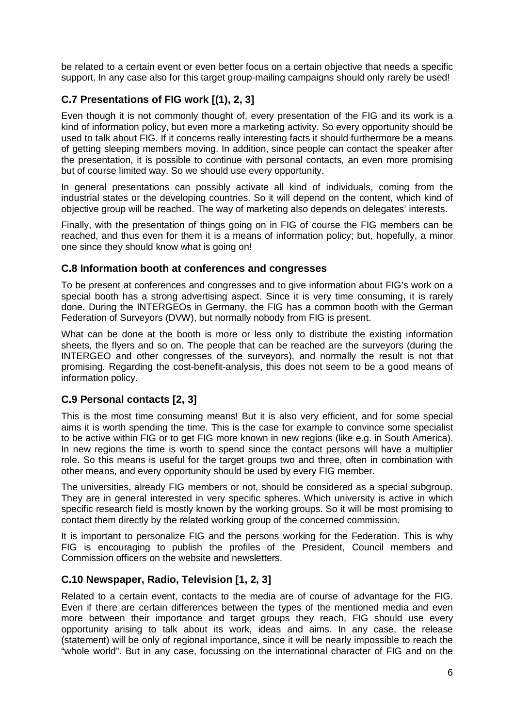be related to a certain event or even better focus on a certain objective that needs a specific support. In any case also for this target group-mailing campaigns should only rarely be used!

### C.7 Presentations of FIG work [(1), 2, 3]

Even though it is not commonly thought of, every presentation of the FIG and its work is a kind of information policy, but even more a marketing activity. So every opportunity should be used to talk about FIG. If it concerns really interesting facts it should furthermore be a means of getting sleeping members moving. In addition, since people can contact the speaker after the presentation, it is possible to continue with personal contacts, an even more promising but of course limited way. So we should use every opportunity.

In general presentations can possibly activate all kind of individuals, coming from the industrial states or the developing countries. So it will depend on the content, which kind of objective group will be reached. The way of marketing also depends on delegates' interests.

Finally, with the presentation of things going on in FIG of course the FIG members can be reached, and thus even for them it is a means of information policy; but, hopefully, a minor one since they should know what is going on!

### C.8 Information booth at conferences and congresses

To be present at conferences and congresses and to give information about FIG's work on a special booth has a strong advertising aspect. Since it is very time consuming, it is rarely done. During the INTERGEOs in Germany, the FIG has a common booth with the German Federation of Surveyors (DVW), but normally nobody from FIG is present.

What can be done at the booth is more or less only to distribute the existing information sheets, the flyers and so on. The people that can be reached are the surveyors (during the INTERGEO and other congresses of the surveyors), and normally the result is not that promising. Regarding the cost-benefit-analysis, this does not seem to be a good means of information policy.

### C.9 Personal contacts [2, 3]

This is the most time consuming means! But it is also very efficient, and for some special aims it is worth spending the time. This is the case for example to convince some specialist to be active within FIG or to get FIG more known in new regions (like e.g. in South America). In new regions the time is worth to spend since the contact persons will have a multiplier role. So this means is useful for the target groups two and three, often in combination with other means, and every opportunity should be used by every FIG member.

The universities, already FIG members or not, should be considered as a special subgroup. They are in general interested in very specific spheres. Which university is active in which specific research field is mostly known by the working groups. So it will be most promising to contact them directly by the related working group of the concerned commission.

It is important to personalize FIG and the persons working for the Federation. This is why FIG is encouraging to publish the profiles of the President, Council members and Commission officers on the website and newsletters.

### C.10 Newspaper, Radio, Television [1, 2, 3]

Related to a certain event, contacts to the media are of course of advantage for the FIG. Even if there are certain differences between the types of the mentioned media and even more between their importance and target groups they reach, FIG should use every opportunity arising to talk about its work, ideas and aims. In any case, the release (statement) will be only of regional importance, since it will be nearly impossible to reach the "whole world". But in any case, focussing on the international character of FIG and on the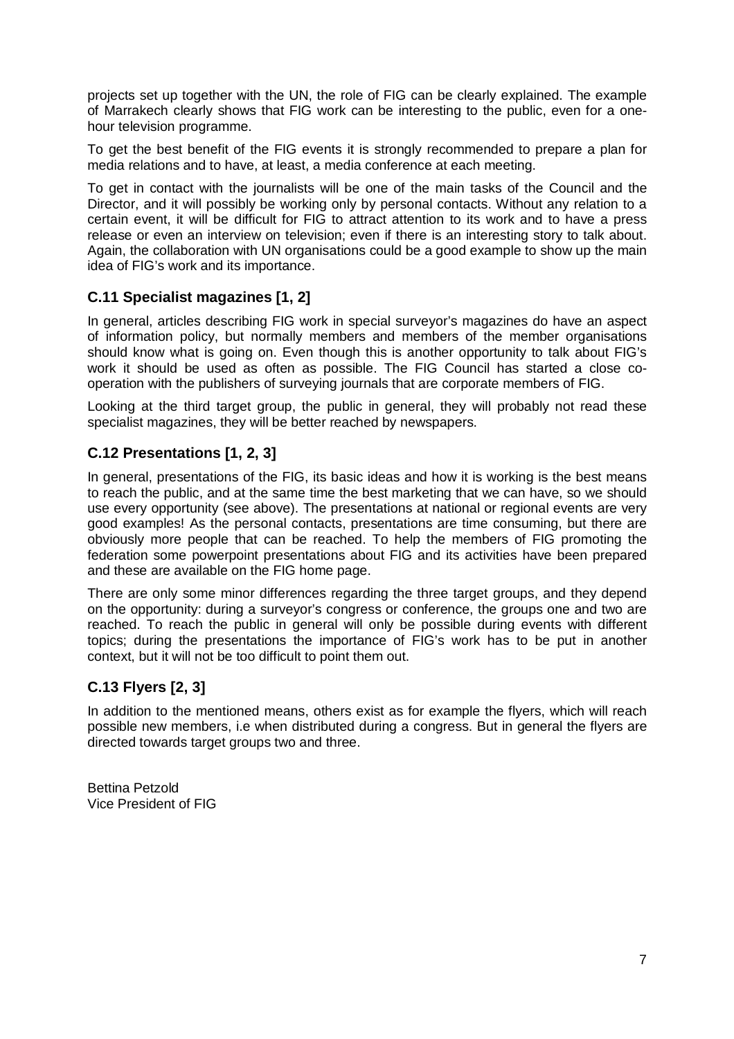projects set up together with the UN, the role of FIG can be clearly explained. The example of Marrakech clearly shows that FIG work can be interesting to the public, even for a one-hour television programme.

To get the best benefit of the FIG events it is strongly recommended to prepare a plan for media relations and to have, at least, a media conference at each meeting.

To get in contact with the journalists will be one of the main tasks of the Council and the Director, and it will possibly be working only by personal contacts. Without any relation to a certain event, it will be difficult for FIG to attract attention to its work and to have a press release or even an interview on television; even if there is an interesting story to talk about. Again, the collaboration with UN organisations could be a good example to show up the main idea of FIG's work and its importance.

### C.11 Specialist magazines [1, 2]

In general, articles describing FIG work in special surveyor's magazines do have an aspect of information policy, but normally members and members of the member organisations should know what is going on. Even though this is another opportunity to talk about FIG's work it should be used as often as possible. The FIG Council has started a close co-operation with the publishers of surveying journals that are corporate members of FIG.

Looking at the third target group, the public in general, they will probably not read these specialist magazines, they will be better reached by newspapers.

### C.12 Presentations [1, 2, 3]

In general, presentations of the FIG, its basic ideas and how it is working is the best means to reach the public, and at the same time the best marketing that we can have, so we should use every opportunity (see above). The presentations at national or regional events are very good examples! As the personal contacts, presentations are time consuming, but there are obviously more people that can be reached. To help the members of FIG promoting the federation some powerpoint presentations about FIG and its activities have been prepared and these are available on the FIG home page.

There are only some minor differences regarding the three target groups, and they depend on the opportunity: during a surveyor's congress or conference, the groups one and two are reached. To reach the public in general will only be possible during events with different topics; during the presentations the importance of FIG's work has to be put in another context, but it will not be too difficult to point them out.

### C.13 Flyers [2, 3]

In addition to the mentioned means, others exist as for example the flyers, which will reach possible new members, i.e when distributed during a congress. But in general the flyers are directed towards target groups two and three.

Bettina Petzold
Vice President of FIG